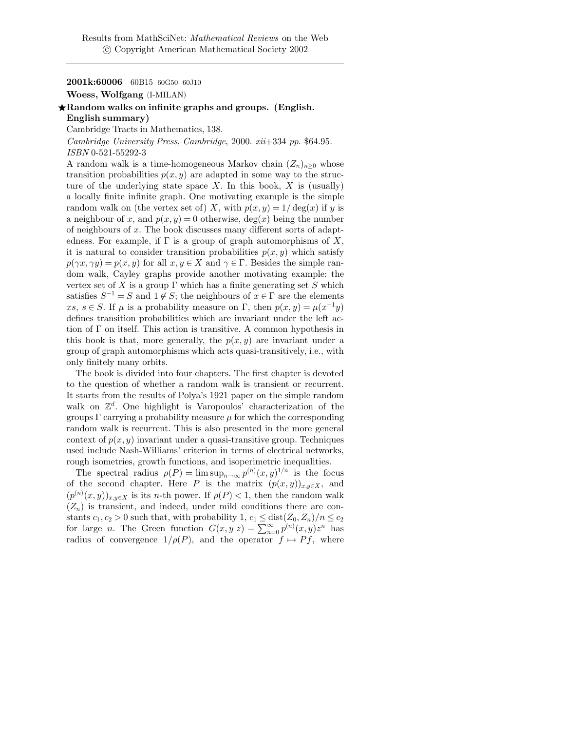Results from MathSciNet: *Mathematical Reviews* on the Web
© Copyright American Mathematical Society 2002

---

**2001k:60006** 60B15 60G50 60J10

**Woess, Wolfgang** (I-MILAN)

★**Random walks on infinite graphs and groups. (English. English summary)**

Cambridge Tracts in Mathematics, 138.

*Cambridge University Press*, *Cambridge*, 2000. *xii*+334 *pp*. $64.95.
*ISBN* 0-521-55292-3

A random walk is a time-homogeneous Markov chain $(Z_n)_{n\geq 0}$ whose transition probabilities $p(x,y)$ are adapted in some way to the structure of the underlying state space $X$. In this book, $X$ is (usually) a locally finite infinite graph. One motivating example is the simple random walk on (the vertex set of) $X$, with $p(x,y) = 1/\deg(x)$ if $y$ is a neighbour of $x$, and $p(x,y) = 0$ otherwise, $\deg(x)$ being the number of neighbours of $x$. The book discusses many different sorts of adaptedness. For example, if $\Gamma$ is a group of graph automorphisms of $X$, it is natural to consider transition probabilities $p(x,y)$ which satisfy $p(\gamma x, \gamma y) = p(x,y)$ for all $x,y \in X$ and $\gamma \in \Gamma$. Besides the simple random walk, Cayley graphs provide another motivating example: the vertex set of $X$ is a group $\Gamma$ which has a finite generating set $S$ which satisfies $S^{-1} = S$ and $1 \notin S$; the neighbours of $x \in \Gamma$ are the elements $xs$, $s \in S$. If $\mu$ is a probability measure on $\Gamma$, then $p(x,y) = \mu(x^{-1}y)$ defines transition probabilities which are invariant under the left action of $\Gamma$ on itself. This action is transitive. A common hypothesis in this book is that, more generally, the $p(x,y)$ are invariant under a group of graph automorphisms which acts quasi-transitively, i.e., with only finitely many orbits.

The book is divided into four chapters. The first chapter is devoted to the question of whether a random walk is transient or recurrent. It starts from the results of Polya's 1921 paper on the simple random walk on $\mathbb{Z}^d$. One highlight is Varopoulos' characterization of the groups $\Gamma$ carrying a probability measure $\mu$ for which the corresponding random walk is recurrent. This is also presented in the more general context of $p(x,y)$ invariant under a quasi-transitive group. Techniques used include Nash-Williams' criterion in terms of electrical networks, rough isometries, growth functions, and isoperimetric inequalities.

The spectral radius $\rho(P) = \limsup_{n\to\infty} p^{(n)}(x,y)^{1/n}$ is the focus of the second chapter. Here $P$ is the matrix $(p(x,y))_{x,y\in X}$, and $(p^{(n)}(x,y))_{x,y\in X}$ is its $n$-th power. If $\rho(P) < 1$, then the random walk $(Z_n)$ is transient, and indeed, under mild conditions there are constants $c_1, c_2 > 0$ such that, with probability 1, $c_1 \leq \operatorname{dist}(Z_0, Z_n)/n \leq c_2$ for large $n$. The Green function $G(x,y|z) = \sum_{n=0}^{\infty} p^{(n)}(x,y)z^n$ has radius of convergence $1/\rho(P)$, and the operator $f \mapsto Pf$, where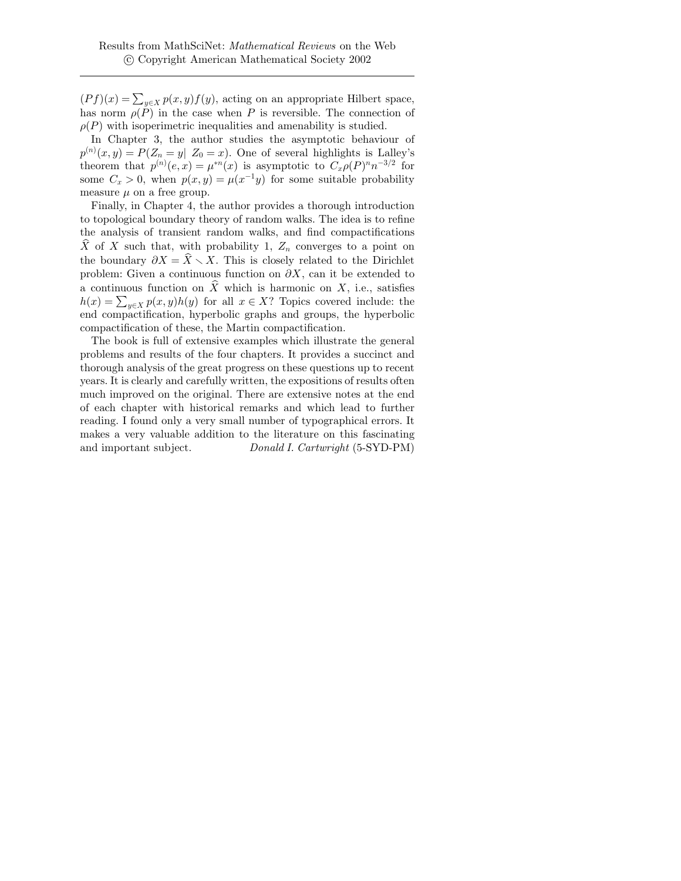$(Pf)(x) = \sum_{y \in X} p(x,y)f(y)$, acting on an appropriate Hilbert space, has norm $\rho(P)$ in the case when $P$ is reversible. The connection of $\rho(P)$ with isoperimetric inequalities and amenability is studied.

In Chapter 3, the author studies the asymptotic behaviour of $p^{(n)}(x,y) = P(Z_n = y|\ Z_0 = x)$. One of several highlights is Lalley's theorem that $p^{(n)}(e,x) = \mu^{*n}(x)$ is asymptotic to $C_x \rho(P)^n n^{-3/2}$ for some $C_x > 0$, when $p(x,y) = \mu(x^{-1}y)$ for some suitable probability measure $\mu$ on a free group.

Finally, in Chapter 4, the author provides a thorough introduction to topological boundary theory of random walks. The idea is to refine the analysis of transient random walks, and find compactifications $\widehat{X}$ of $X$ such that, with probability 1, $Z_n$ converges to a point on the boundary $\partial X = \widehat{X} \setminus X$. This is closely related to the Dirichlet problem: Given a continuous function on $\partial X$, can it be extended to a continuous function on $\widehat{X}$ which is harmonic on $X$, i.e., satisfies $h(x) = \sum_{y \in X} p(x,y)h(y)$ for all $x \in X$? Topics covered include: the end compactification, hyperbolic graphs and groups, the hyperbolic compactification of these, the Martin compactification.

The book is full of extensive examples which illustrate the general problems and results of the four chapters. It provides a succinct and thorough analysis of the great progress on these questions up to recent years. It is clearly and carefully written, the expositions of results often much improved on the original. There are extensive notes at the end of each chapter with historical remarks and which lead to further reading. I found only a very small number of typographical errors. It makes a very valuable addition to the literature on this fascinating and important subject. *Donald I. Cartwright* (5-SYD-PM)